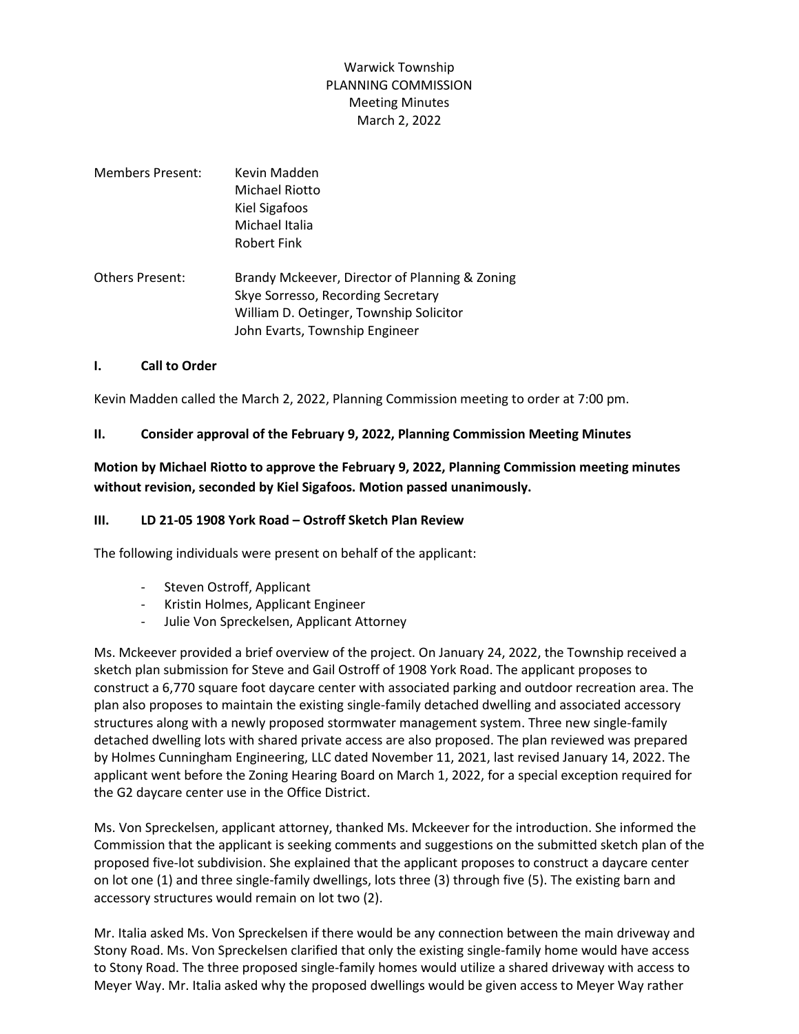Warwick Township
PLANNING COMMISSION
Meeting Minutes
March 2, 2022

Members Present: Kevin Madden
Michael Riotto
Kiel Sigafoos
Michael Italia
Robert Fink

Others Present: Brandy Mckeever, Director of Planning & Zoning
Skye Sorresso, Recording Secretary
William D. Oetinger, Township Solicitor
John Evarts, Township Engineer

## I. Call to Order

Kevin Madden called the March 2, 2022, Planning Commission meeting to order at 7:00 pm.

## II. Consider approval of the February 9, 2022, Planning Commission Meeting Minutes

**Motion by Michael Riotto to approve the February 9, 2022, Planning Commission meeting minutes without revision, seconded by Kiel Sigafoos. Motion passed unanimously.**

## III. LD 21-05 1908 York Road – Ostroff Sketch Plan Review

The following individuals were present on behalf of the applicant:

- Steven Ostroff, Applicant
- Kristin Holmes, Applicant Engineer
- Julie Von Spreckelsen, Applicant Attorney

Ms. Mckeever provided a brief overview of the project. On January 24, 2022, the Township received a sketch plan submission for Steve and Gail Ostroff of 1908 York Road. The applicant proposes to construct a 6,770 square foot daycare center with associated parking and outdoor recreation area. The plan also proposes to maintain the existing single-family detached dwelling and associated accessory structures along with a newly proposed stormwater management system. Three new single-family detached dwelling lots with shared private access are also proposed. The plan reviewed was prepared by Holmes Cunningham Engineering, LLC dated November 11, 2021, last revised January 14, 2022. The applicant went before the Zoning Hearing Board on March 1, 2022, for a special exception required for the G2 daycare center use in the Office District.

Ms. Von Spreckelsen, applicant attorney, thanked Ms. Mckeever for the introduction. She informed the Commission that the applicant is seeking comments and suggestions on the submitted sketch plan of the proposed five-lot subdivision. She explained that the applicant proposes to construct a daycare center on lot one (1) and three single-family dwellings, lots three (3) through five (5). The existing barn and accessory structures would remain on lot two (2).

Mr. Italia asked Ms. Von Spreckelsen if there would be any connection between the main driveway and Stony Road. Ms. Von Spreckelsen clarified that only the existing single-family home would have access to Stony Road. The three proposed single-family homes would utilize a shared driveway with access to Meyer Way. Mr. Italia asked why the proposed dwellings would be given access to Meyer Way rather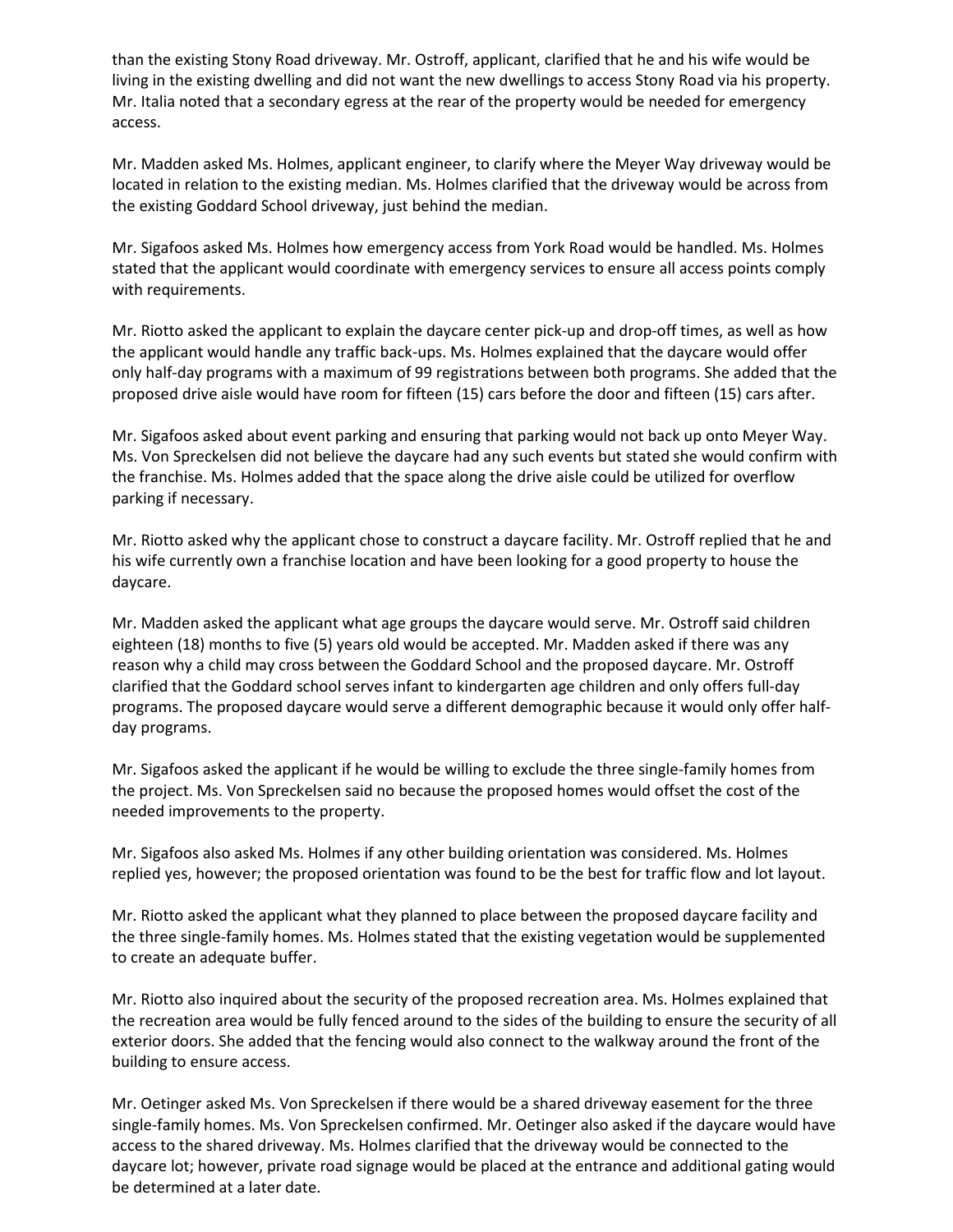than the existing Stony Road driveway. Mr. Ostroff, applicant, clarified that he and his wife would be living in the existing dwelling and did not want the new dwellings to access Stony Road via his property. Mr. Italia noted that a secondary egress at the rear of the property would be needed for emergency access.

Mr. Madden asked Ms. Holmes, applicant engineer, to clarify where the Meyer Way driveway would be located in relation to the existing median. Ms. Holmes clarified that the driveway would be across from the existing Goddard School driveway, just behind the median.

Mr. Sigafoos asked Ms. Holmes how emergency access from York Road would be handled. Ms. Holmes stated that the applicant would coordinate with emergency services to ensure all access points comply with requirements.

Mr. Riotto asked the applicant to explain the daycare center pick-up and drop-off times, as well as how the applicant would handle any traffic back-ups. Ms. Holmes explained that the daycare would offer only half-day programs with a maximum of 99 registrations between both programs. She added that the proposed drive aisle would have room for fifteen (15) cars before the door and fifteen (15) cars after.

Mr. Sigafoos asked about event parking and ensuring that parking would not back up onto Meyer Way. Ms. Von Spreckelsen did not believe the daycare had any such events but stated she would confirm with the franchise. Ms. Holmes added that the space along the drive aisle could be utilized for overflow parking if necessary.

Mr. Riotto asked why the applicant chose to construct a daycare facility. Mr. Ostroff replied that he and his wife currently own a franchise location and have been looking for a good property to house the daycare.

Mr. Madden asked the applicant what age groups the daycare would serve. Mr. Ostroff said children eighteen (18) months to five (5) years old would be accepted. Mr. Madden asked if there was any reason why a child may cross between the Goddard School and the proposed daycare. Mr. Ostroff clarified that the Goddard school serves infant to kindergarten age children and only offers full-day programs. The proposed daycare would serve a different demographic because it would only offer half-day programs.

Mr. Sigafoos asked the applicant if he would be willing to exclude the three single-family homes from the project. Ms. Von Spreckelsen said no because the proposed homes would offset the cost of the needed improvements to the property.

Mr. Sigafoos also asked Ms. Holmes if any other building orientation was considered. Ms. Holmes replied yes, however; the proposed orientation was found to be the best for traffic flow and lot layout.

Mr. Riotto asked the applicant what they planned to place between the proposed daycare facility and the three single-family homes. Ms. Holmes stated that the existing vegetation would be supplemented to create an adequate buffer.

Mr. Riotto also inquired about the security of the proposed recreation area. Ms. Holmes explained that the recreation area would be fully fenced around to the sides of the building to ensure the security of all exterior doors. She added that the fencing would also connect to the walkway around the front of the building to ensure access.

Mr. Oetinger asked Ms. Von Spreckelsen if there would be a shared driveway easement for the three single-family homes. Ms. Von Spreckelsen confirmed. Mr. Oetinger also asked if the daycare would have access to the shared driveway. Ms. Holmes clarified that the driveway would be connected to the daycare lot; however, private road signage would be placed at the entrance and additional gating would be determined at a later date.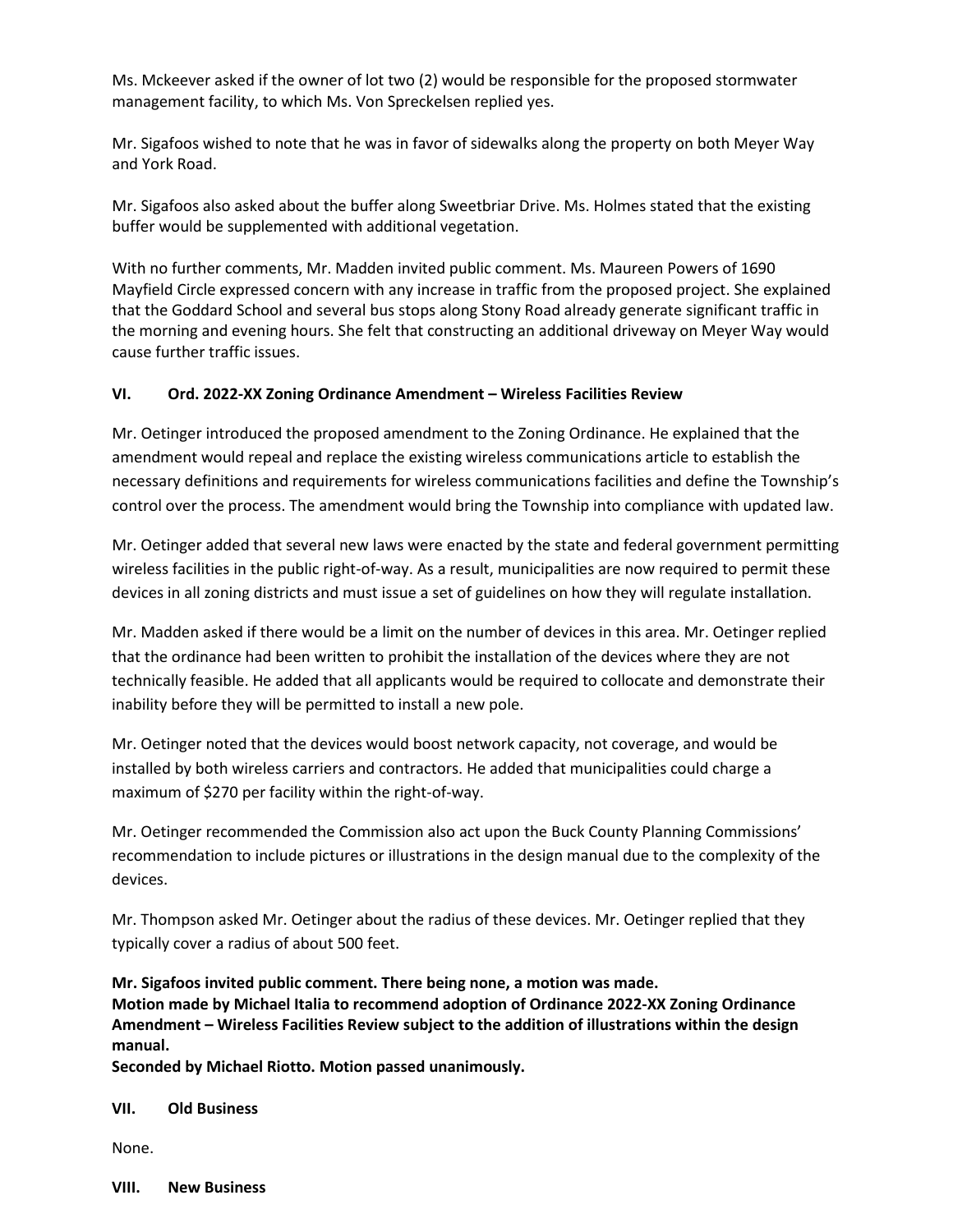Ms. Mckeever asked if the owner of lot two (2) would be responsible for the proposed stormwater management facility, to which Ms. Von Spreckelsen replied yes.

Mr. Sigafoos wished to note that he was in favor of sidewalks along the property on both Meyer Way and York Road.

Mr. Sigafoos also asked about the buffer along Sweetbriar Drive. Ms. Holmes stated that the existing buffer would be supplemented with additional vegetation.

With no further comments, Mr. Madden invited public comment. Ms. Maureen Powers of 1690 Mayfield Circle expressed concern with any increase in traffic from the proposed project. She explained that the Goddard School and several bus stops along Stony Road already generate significant traffic in the morning and evening hours. She felt that constructing an additional driveway on Meyer Way would cause further traffic issues.

## VI. Ord. 2022-XX Zoning Ordinance Amendment – Wireless Facilities Review

Mr. Oetinger introduced the proposed amendment to the Zoning Ordinance. He explained that the amendment would repeal and replace the existing wireless communications article to establish the necessary definitions and requirements for wireless communications facilities and define the Township's control over the process. The amendment would bring the Township into compliance with updated law.

Mr. Oetinger added that several new laws were enacted by the state and federal government permitting wireless facilities in the public right-of-way. As a result, municipalities are now required to permit these devices in all zoning districts and must issue a set of guidelines on how they will regulate installation.

Mr. Madden asked if there would be a limit on the number of devices in this area. Mr. Oetinger replied that the ordinance had been written to prohibit the installation of the devices where they are not technically feasible. He added that all applicants would be required to collocate and demonstrate their inability before they will be permitted to install a new pole.

Mr. Oetinger noted that the devices would boost network capacity, not coverage, and would be installed by both wireless carriers and contractors. He added that municipalities could charge a maximum of $270 per facility within the right-of-way.

Mr. Oetinger recommended the Commission also act upon the Buck County Planning Commissions' recommendation to include pictures or illustrations in the design manual due to the complexity of the devices.

Mr. Thompson asked Mr. Oetinger about the radius of these devices. Mr. Oetinger replied that they typically cover a radius of about 500 feet.

**Mr. Sigafoos invited public comment. There being none, a motion was made.**
**Motion made by Michael Italia to recommend adoption of Ordinance 2022-XX Zoning Ordinance Amendment – Wireless Facilities Review subject to the addition of illustrations within the design manual.**
**Seconded by Michael Riotto. Motion passed unanimously.**

## VII. Old Business

None.

## VIII. New Business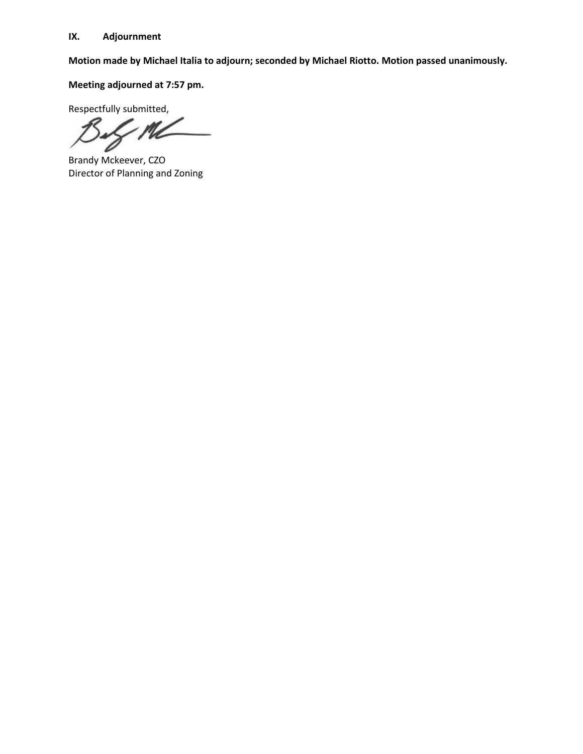## IX. Adjournment

**Motion made by Michael Italia to adjourn; seconded by Michael Riotto. Motion passed unanimously.**

**Meeting adjourned at 7:57 pm.**

Respectfully submitted,

Brandy Mckeever, CZO
Director of Planning and Zoning